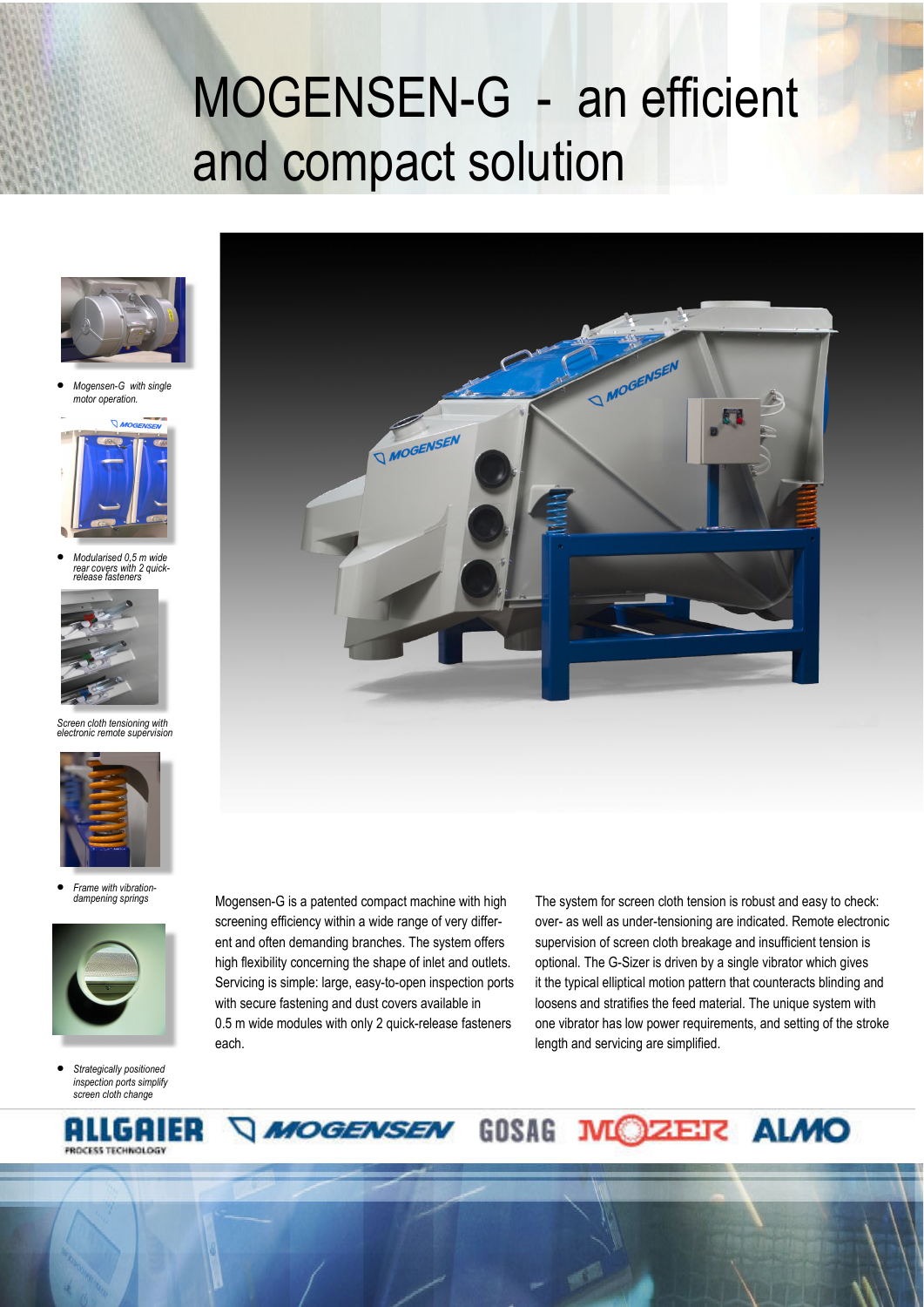# MOGENSEN-G - an efficient and compact solution

- *Mogensen-G with single motor operation.*
- *Modularised 0,5 m wide rear covers with 2 quick-release fasteners*

*Screen cloth tensioning with electronic remote supervision*

- *Frame with vibration-dampening springs*
- *Strategically positioned inspection ports simplify screen cloth change*

Mogensen-G is a patented compact machine with high screening efficiency within a wide range of very different and often demanding branches. The system offers high flexibility concerning the shape of inlet and outlets. Servicing is simple: large, easy-to-open inspection ports with secure fastening and dust covers available in 0.5 m wide modules with only 2 quick-release fasteners each.

The system for screen cloth tension is robust and easy to check: over- as well as under-tensioning are indicated. Remote electronic supervision of screen cloth breakage and insufficient tension is optional. The G-Sizer is driven by a single vibrator which gives it the typical elliptical motion pattern that counteracts blinding and loosens and stratifies the feed material. The unique system with one vibrator has low power requirements, and setting of the stroke length and servicing are simplified.

ALLGAIER PROCESS TECHNOLOGY MOGENSEN GOSAG MOZER ALMO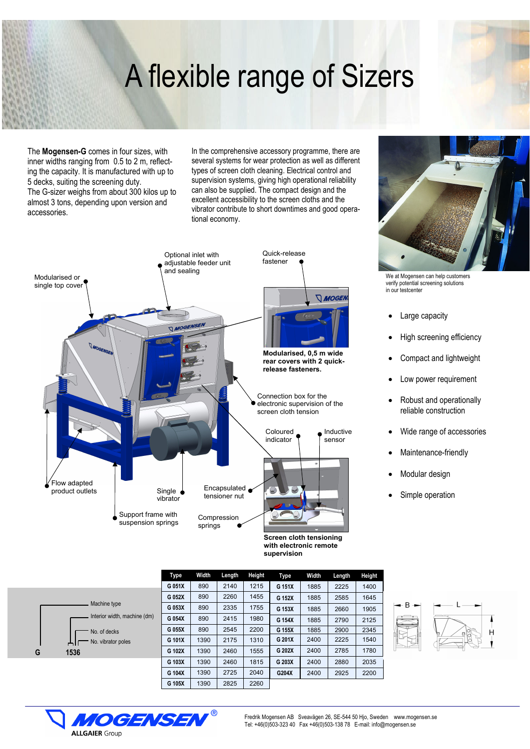# A flexible range of Sizers

The **Mogensen-G** comes in four sizes, with inner widths ranging from 0.5 to 2 m, reflecting the capacity. It is manufactured with up to 5 decks, suiting the screening duty.
The G-sizer weighs from about 300 kilos up to almost 3 tons, depending upon version and accessories.

In the comprehensive accessory programme, there are several systems for wear protection as well as different types of screen cloth cleaning. Electrical control and supervision systems, giving high operational reliability can also be supplied. The compact design and the excellent accessibility to the screen cloths and the vibrator contribute to short downtimes and good operational economy.

We at Mogensen can help customers verify potential screening solutions in our testcenter

- Large capacity
- High screening efficiency
- Compact and lightweight
- Low power requirement
- Robust and operationally reliable construction
- Wide range of accessories
- Maintenance-friendly
- Modular design
- Simple operation

Modularised or single top cover

Optional inlet with adjustable feeder unit and sealing

Quick-release fastener

**Modularised, 0,5 m wide rear covers with 2 quick-release fasteners.**

Connection box for the electronic supervision of the screen cloth tension

Coloured indicator

Inductive sensor

Flow adapted product outlets

Single vibrator

Encapsulated tensioner nut

Support frame with suspension springs

Compression springs

**Screen cloth tensioning with electronic remote supervision**

| Type | Width | Length | Height | Type | Width | Length | Height |
|---|---|---|---|---|---|---|---|
| G 051X | 890 | 2140 | 1215 | G 151X | 1885 | 2225 | 1400 |
| G 052X | 890 | 2260 | 1455 | G 152X | 1885 | 2585 | 1645 |
| G 053X | 890 | 2335 | 1755 | G 153X | 1885 | 2660 | 1905 |
| G 054X | 890 | 2415 | 1980 | G 154X | 1885 | 2790 | 2125 |
| G 055X | 890 | 2545 | 2200 | G 155X | 1885 | 2900 | 2345 |
| G 101X | 1390 | 2175 | 1310 | G 201X | 2400 | 2225 | 1540 |
| G 102X | 1390 | 2460 | 1555 | G 202X | 2400 | 2785 | 1780 |
| G 103X | 1390 | 2460 | 1815 | G 203X | 2400 | 2880 | 2035 |
| G 104X | 1390 | 2725 | 2040 | G204X | 2400 | 2925 | 2200 |
| G 105X | 1390 | 2825 | 2260 | | | | |

G 1536

- Machine type
- Interior width, machine (dm)
- No. of decks
- No. vibrator poles

B L H

MOGENSEN® ALLGAIER Group

Fredrik Mogensen AB Sveavägen 26, SE-544 50 Hjo, Sweden www.mogensen.se
Tel: +46(0)503-323 40 Fax +46(0)503-138 78 E-mail: info@mogensen.se